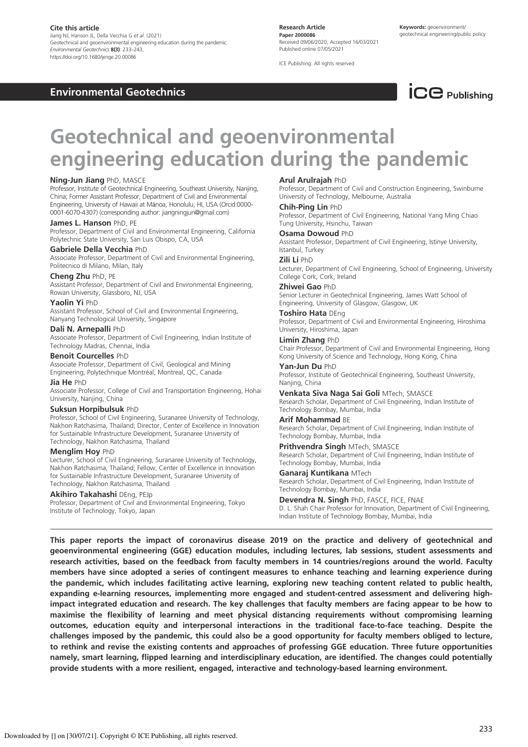**Cite this article**
Jiang NJ, Hanson JL, Della Vecchia G *et al.* (2021)
Geotechnical and geoenvironmental engineering education during the pandemic.
*Environmental Geotechnics* **8(3)**: 233–243,
https://doi.org/10.1680/jenge.20.00086

**Research Article**
**Paper 2000086**
Received 09/06/2020; Accepted 16/03/2021
Published online 07/05/2021

ICE Publishing: All rights reserved

**Keywords:** geoenvironment/ geotechnical engineering/public policy

**Environmental Geotechnics**

# Geotechnical and geoenvironmental engineering education during the pandemic

**Ning-Jun Jiang** PhD, MASCE
Professor, Institute of Geotechnical Engineering, Southeast University, Nanjing, China; Former Assistant Professor, Department of Civil and Environmental Engineering, University of Hawaii at Mānoa, Honolulu, HI, USA (Orcid:0000-0001-6070-4307) (corresponding author: jiangningjun@gmail.com)

**James L. Hanson** PhD, PE
Professor, Department of Civil and Environmental Engineering, California Polytechnic State University, San Luis Obispo, CA, USA

**Gabriele Della Vecchia** PhD
Associate Professor, Department of Civil and Environmental Engineering, Politecnico di Milano, Milan, Italy

**Cheng Zhu** PhD, PE
Assistant Professor, Department of Civil and Environmental Engineering, Rowan University, Glassboro, NJ, USA

**Yaolin Yi** PhD
Assistant Professor, School of Civil and Environmental Engineering, Nanyang Technological University, Singapore

**Dali N. Arnepalli** PhD
Associate Professor, Department of Civil Engineering, Indian Institute of Technology Madras, Chennai, India

**Benoit Courcelles** PhD
Associate Professor, Department of Civil, Geological and Mining Engineering, Polytechnique Montréal, Montreal, QC, Canada

**Jia He** PhD
Associate Professor, College of Civil and Transportation Engineering, Hohai University, Nanjing, China

**Suksun Horpibulsuk** PhD
Professor, School of Civil Engineering, Suranaree University of Technology, Nakhon Ratchasima, Thailand; Director, Center of Excellence in Innovation for Sustainable Infrastructure Development, Suranaree University of Technology, Nakhon Ratchasima, Thailand

**Menglim Hoy** PhD
Lecturer, School of Civil Engineering, Suranaree University of Technology, Nakhon Ratchasima, Thailand; Fellow, Center of Excellence in Innovation for Sustainable Infrastructure Development, Suranaree University of Technology, Nakhon Ratchasima, Thailand

**Akihiro Takahashi** DEng, PEJp
Professor, Department of Civil and Environmental Engineering, Tokyo Institute of Technology, Tokyo, Japan

**Arul Arulrajah** PhD
Professor, Department of Civil and Construction Engineering, Swinburne University of Technology, Melbourne, Australia

**Chih-Ping Lin** PhD
Professor, Department of Civil Engineering, National Yang Ming Chiao Tung University, Hsinchu, Taiwan

**Osama Dowoud** PhD
Assistant Professor, Department of Civil Engineering, Istinye University, Istanbul, Turkey

**Zili Li** PhD
Lecturer, Department of Civil Engineering, School of Engineering, University College Cork, Cork, Ireland

**Zhiwei Gao** PhD
Senior Lecturer in Geotechnical Engineering, James Watt School of Engineering, University of Glasgow, Glasgow, UK

**Toshiro Hata** DEng
Professor, Department of Civil and Environmental Engineering, Hiroshima University, Hiroshima, Japan

**Limin Zhang** PhD
Chair Professor, Department of Civil and Environmental Engineering, Hong Kong University of Science and Technology, Hong Kong, China

**Yan-Jun Du** PhD
Professor, Institute of Geotechnical Engineering, Southeast University, Nanjing, China

**Venkata Siva Naga Sai Goli** MTech, SMASCE
Research Scholar, Department of Civil Engineering, Indian Institute of Technology Bombay, Mumbai, India

**Arif Mohammad** BE
Research Scholar, Department of Civil Engineering, Indian Institute of Technology Bombay, Mumbai, India

**Prithvendra Singh** MTech, SMASCE
Research Scholar, Department of Civil Engineering, Indian Institute of Technology Bombay, Mumbai, India

**Ganaraj Kuntikana** MTech
Research Scholar, Department of Civil Engineering, Indian Institute of Technology Bombay, Mumbai, India

**Devendra N. Singh** PhD, FASCE, FICE, FNAE
D. L. Shah Chair Professor for Innovation, Department of Civil Engineering, Indian Institute of Technology Bombay, Mumbai, India

**This paper reports the impact of coronavirus disease 2019 on the practice and delivery of geotechnical and geoenvironmental engineering (GGE) education modules, including lectures, lab sessions, student assessments and research activities, based on the feedback from faculty members in 14 countries/regions around the world. Faculty members have since adopted a series of contingent measures to enhance teaching and learning experience during the pandemic, which includes facilitating active learning, exploring new teaching content related to public health, expanding e-learning resources, implementing more engaged and student-centred assessment and delivering high-impact integrated education and research. The key challenges that faculty members are facing appear to be how to maximise the flexibility of learning and meet physical distancing requirements without compromising learning outcomes, education equity and interpersonal interactions in the traditional face-to-face teaching. Despite the challenges imposed by the pandemic, this could also be a good opportunity for faculty members obliged to lecture, to rethink and revise the existing contents and approaches of professing GGE education. Three future opportunities namely, smart learning, flipped learning and interdisciplinary education, are identified. The changes could potentially provide students with a more resilient, engaged, interactive and technology-based learning environment.**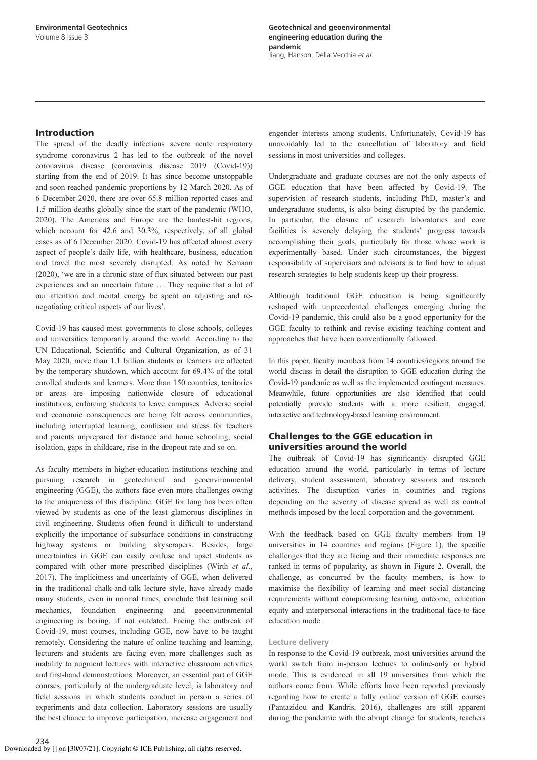## Introduction

The spread of the deadly infectious severe acute respiratory syndrome coronavirus 2 has led to the outbreak of the novel coronavirus disease (coronavirus disease 2019 (Covid-19)) starting from the end of 2019. It has since become unstoppable and soon reached pandemic proportions by 12 March 2020. As of 6 December 2020, there are over 65.8 million reported cases and 1.5 million deaths globally since the start of the pandemic (WHO, 2020). The Americas and Europe are the hardest-hit regions, which account for 42.6 and 30.3%, respectively, of all global cases as of 6 December 2020. Covid-19 has affected almost every aspect of people's daily life, with healthcare, business, education and travel the most severely disrupted. As noted by Semaan (2020), 'we are in a chronic state of flux situated between our past experiences and an uncertain future … They require that a lot of our attention and mental energy be spent on adjusting and re-negotiating critical aspects of our lives'.

Covid-19 has caused most governments to close schools, colleges and universities temporarily around the world. According to the UN Educational, Scientific and Cultural Organization, as of 31 May 2020, more than 1.1 billion students or learners are affected by the temporary shutdown, which account for 69.4% of the total enrolled students and learners. More than 150 countries, territories or areas are imposing nationwide closure of educational institutions, enforcing students to leave campuses. Adverse social and economic consequences are being felt across communities, including interrupted learning, confusion and stress for teachers and parents unprepared for distance and home schooling, social isolation, gaps in childcare, rise in the dropout rate and so on.

As faculty members in higher-education institutions teaching and pursuing research in geotechnical and geoenvironmental engineering (GGE), the authors face even more challenges owing to the uniqueness of this discipline. GGE for long has been often viewed by students as one of the least glamorous disciplines in civil engineering. Students often found it difficult to understand explicitly the importance of subsurface conditions in constructing highway systems or building skyscrapers. Besides, large uncertainties in GGE can easily confuse and upset students as compared with other more prescribed disciplines (Wirth *et al*., 2017). The implicitness and uncertainty of GGE, when delivered in the traditional chalk-and-talk lecture style, have already made many students, even in normal times, conclude that learning soil mechanics, foundation engineering and geoenvironmental engineering is boring, if not outdated. Facing the outbreak of Covid-19, most courses, including GGE, now have to be taught remotely. Considering the nature of online teaching and learning, lecturers and students are facing even more challenges such as inability to augment lectures with interactive classroom activities and first-hand demonstrations. Moreover, an essential part of GGE courses, particularly at the undergraduate level, is laboratory and field sessions in which students conduct in person a series of experiments and data collection. Laboratory sessions are usually the best chance to improve participation, increase engagement and engender interests among students. Unfortunately, Covid-19 has unavoidably led to the cancellation of laboratory and field sessions in most universities and colleges.

Undergraduate and graduate courses are not the only aspects of GGE education that have been affected by Covid-19. The supervision of research students, including PhD, master's and undergraduate students, is also being disrupted by the pandemic. In particular, the closure of research laboratories and core facilities is severely delaying the students' progress towards accomplishing their goals, particularly for those whose work is experimentally based. Under such circumstances, the biggest responsibility of supervisors and advisors is to find how to adjust research strategies to help students keep up their progress.

Although traditional GGE education is being significantly reshaped with unprecedented challenges emerging during the Covid-19 pandemic, this could also be a good opportunity for the GGE faculty to rethink and revise existing teaching content and approaches that have been conventionally followed.

In this paper, faculty members from 14 countries/regions around the world discuss in detail the disruption to GGE education during the Covid-19 pandemic as well as the implemented contingent measures. Meanwhile, future opportunities are also identified that could potentially provide students with a more resilient, engaged, interactive and technology-based learning environment.

## Challenges to the GGE education in universities around the world

The outbreak of Covid-19 has significantly disrupted GGE education around the world, particularly in terms of lecture delivery, student assessment, laboratory sessions and research activities. The disruption varies in countries and regions depending on the severity of disease spread as well as control methods imposed by the local corporation and the government.

With the feedback based on GGE faculty members from 19 universities in 14 countries and regions (Figure 1), the specific challenges that they are facing and their immediate responses are ranked in terms of popularity, as shown in Figure 2. Overall, the challenge, as concurred by the faculty members, is how to maximise the flexibility of learning and meet social distancing requirements without compromising learning outcome, education equity and interpersonal interactions in the traditional face-to-face education mode.

### Lecture delivery

In response to the Covid-19 outbreak, most universities around the world switch from in-person lectures to online-only or hybrid mode. This is evidenced in all 19 universities from which the authors come from. While efforts have been reported previously regarding how to create a fully online version of GGE courses (Pantazidou and Kandris, 2016), challenges are still apparent during the pandemic with the abrupt change for students, teachers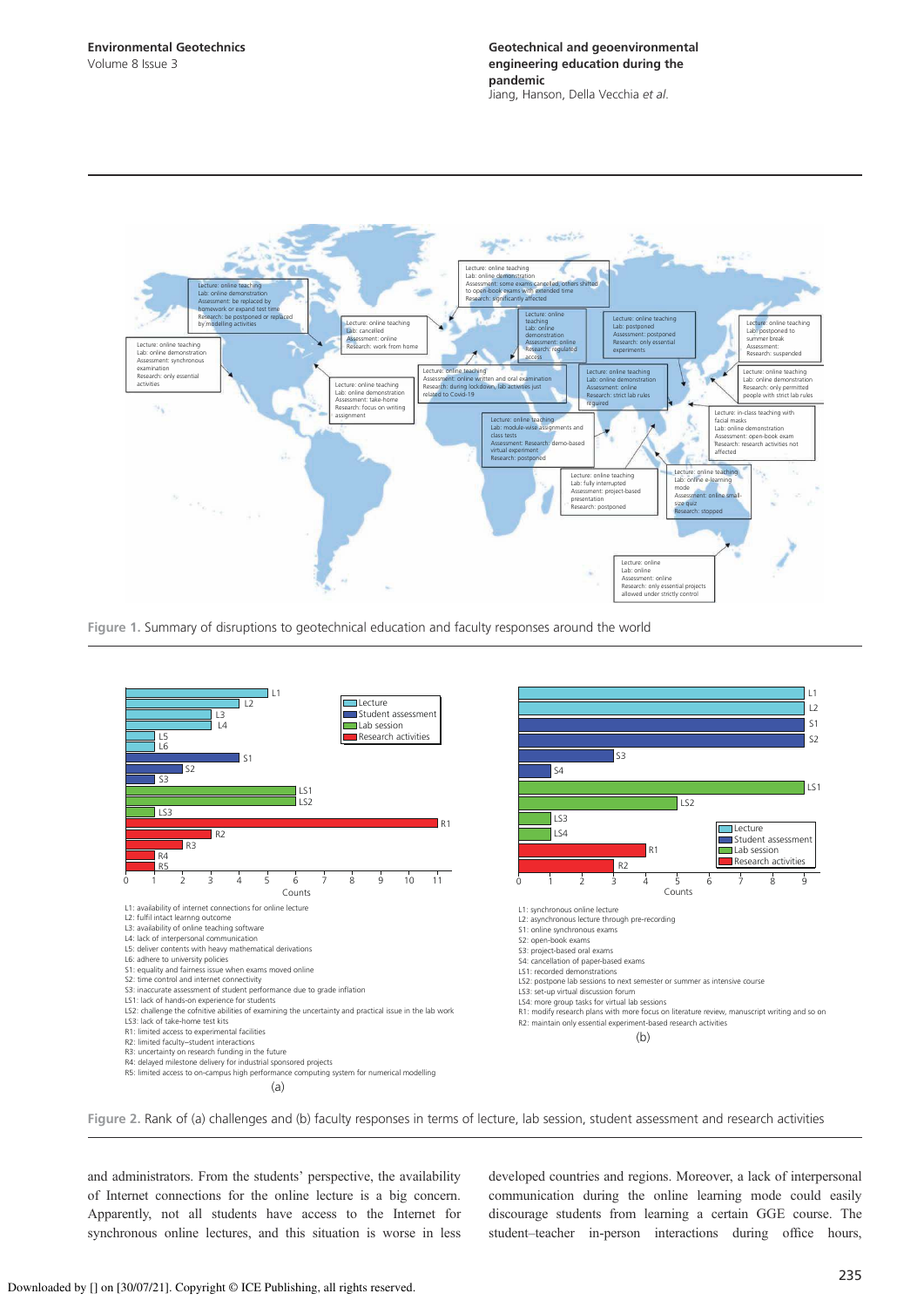Lecture: online teaching
Lab: online demonstration
Assessment: be replaced by homework or expand test time
Research: be postponed or replaced by modelling activities

Lecture: online teaching
Lab: online demonstration
Assessment: some exams cancelled, others shifted to open-book exams with extended time
Research: significantly affected

Lecture: online teaching
Lab: cancelled
Assessment: online
Research: work from home

Lecture: online teaching
Lab: online demonstration
Assessment: online
Research: regulated access

Lecture: online teaching
Lab: postponed
Assessment: postponed
Research: only essential experiments

Lecture: online teaching
Lab: postponed to summer break
Assessment:
Research: suspended

Lecture: online teaching
Lab: online demonstration
Assessment: synchronous examination
Research: only essential activities

Lecture: online teaching
Lab: online demonstration
Assessment: take-home
Research: focus on writing assignment

Lecture: online teaching
Assessment: online written and oral examination
Research: during lockdown, lab activities just related to Covid-19

Lecture: online teaching
Lab: online demonstration
Assessment: online
Research: strict lab rules required

Lecture: online teaching
Lab: online demonstration
Research: only permitted people with strict lab rules

Lecture: online teaching
Lab: module-wise assignments and class tests
Assessment: Research: demo-based virtual experiment
Research: postponed

Lecture: in-class teaching with facial masks
Lab: online demonstration
Assessment: open-book exam
Research: research activities not affected

Lecture: online teaching
Lab: fully interrupted
Assessment: project-based presentation
Research: postponed

Lecture: online teaching
Lab: online e-learning mode
Assessment: online small-size quiz
Research: stopped

Lecture: online
Lab: online
Assessment: online
Research: only essential projects allowed under strictly control

Figure 1. Summary of disruptions to geotechnical education and faculty responses around the world

L1: availability of internet connections for online lecture
L2: fulfil intact learning outcome
L3: availability of online teaching software
L4: lack of interpersonal communication
L5: deliver contents with heavy mathematical derivations
L6: adhere to university policies
S1: equality and fairness issue when exams moved online
S2: time control and internet connectivity
S3: inaccurate assessment of student performance due to grade inflation
LS1: lack of hands-on experience for students
LS2: challenge the cofinitive abilities of examining the uncertainty and practical issue in the lab work
LS3: lack of take-home test kits
R1: limited access to experimental facilities
R2: limited faculty–student interactions
R3: uncertainty on research funding in the future
R4: delayed milestone delivery for industrial sponsored projects
R5: limited access to on-campus high performance computing system for numerical modelling

(a)

L1: synchronous online lecture
L2: asynchronous lecture through pre-recording
S1: online synchronous exams
S2: open-book exams
S3: project-based oral exams
S4: cancellation of paper-based exams
LS1: recorded demonstrations
LS2: postpone lab sessions to next semester or summer as intensive course
LS3: set-up virtual discussion forum
LS4: more group tasks for virtual lab sessions
R1: modify research plans with more focus on literature review, manuscript writing and so on
R2: maintain only essential experiment-based research activities

(b)

Figure 2. Rank of (a) challenges and (b) faculty responses in terms of lecture, lab session, student assessment and research activities

and administrators. From the students' perspective, the availability of Internet connections for the online lecture is a big concern. Apparently, not all students have access to the Internet for synchronous online lectures, and this situation is worse in less developed countries and regions. Moreover, a lack of interpersonal communication during the online learning mode could easily discourage students from learning a certain GGE course. The student–teacher in-person interactions during office hours,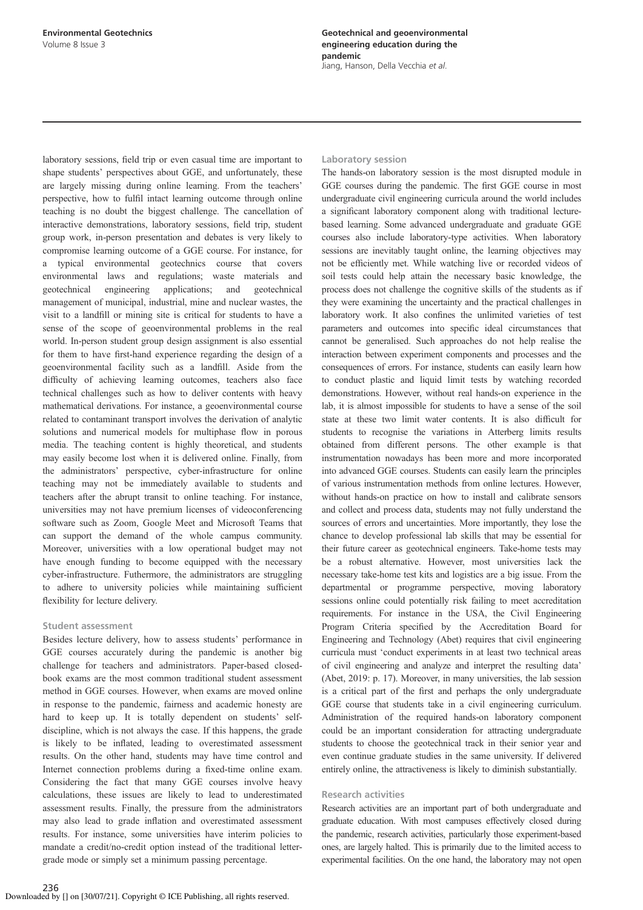laboratory sessions, field trip or even casual time are important to shape students' perspectives about GGE, and unfortunately, these are largely missing during online learning. From the teachers' perspective, how to fulfil intact learning outcome through online teaching is no doubt the biggest challenge. The cancellation of interactive demonstrations, laboratory sessions, field trip, student group work, in-person presentation and debates is very likely to compromise learning outcome of a GGE course. For instance, for a typical environmental geotechnics course that covers environmental laws and regulations; waste materials and geotechnical engineering applications; and geotechnical management of municipal, industrial, mine and nuclear wastes, the visit to a landfill or mining site is critical for students to have a sense of the scope of geoenvironmental problems in the real world. In-person student group design assignment is also essential for them to have first-hand experience regarding the design of a geoenvironmental facility such as a landfill. Aside from the difficulty of achieving learning outcomes, teachers also face technical challenges such as how to deliver contents with heavy mathematical derivations. For instance, a geoenvironmental course related to contaminant transport involves the derivation of analytic solutions and numerical models for multiphase flow in porous media. The teaching content is highly theoretical, and students may easily become lost when it is delivered online. Finally, from the administrators' perspective, cyber-infrastructure for online teaching may not be immediately available to students and teachers after the abrupt transit to online teaching. For instance, universities may not have premium licenses of videoconferencing software such as Zoom, Google Meet and Microsoft Teams that can support the demand of the whole campus community. Moreover, universities with a low operational budget may not have enough funding to become equipped with the necessary cyber-infrastructure. Futhermore, the administrators are struggling to adhere to university policies while maintaining sufficient flexibility for lecture delivery.

### Student assessment

Besides lecture delivery, how to assess students' performance in GGE courses accurately during the pandemic is another big challenge for teachers and administrators. Paper-based closed-book exams are the most common traditional student assessment method in GGE courses. However, when exams are moved online in response to the pandemic, fairness and academic honesty are hard to keep up. It is totally dependent on students' self-discipline, which is not always the case. If this happens, the grade is likely to be inflated, leading to overestimated assessment results. On the other hand, students may have time control and Internet connection problems during a fixed-time online exam. Considering the fact that many GGE courses involve heavy calculations, these issues are likely to lead to underestimated assessment results. Finally, the pressure from the administrators may also lead to grade inflation and overestimated assessment results. For instance, some universities have interim policies to mandate a credit/no-credit option instead of the traditional letter-grade mode or simply set a minimum passing percentage.

### Laboratory session

The hands-on laboratory session is the most disrupted module in GGE courses during the pandemic. The first GGE course in most undergraduate civil engineering curricula around the world includes a significant laboratory component along with traditional lecture-based learning. Some advanced undergraduate and graduate GGE courses also include laboratory-type activities. When laboratory sessions are inevitably taught online, the learning objectives may not be efficiently met. While watching live or recorded videos of soil tests could help attain the necessary basic knowledge, the process does not challenge the cognitive skills of the students as if they were examining the uncertainty and the practical challenges in laboratory work. It also confines the unlimited varieties of test parameters and outcomes into specific ideal circumstances that cannot be generalised. Such approaches do not help realise the interaction between experiment components and processes and the consequences of errors. For instance, students can easily learn how to conduct plastic and liquid limit tests by watching recorded demonstrations. However, without real hands-on experience in the lab, it is almost impossible for students to have a sense of the soil state at these two limit water contents. It is also difficult for students to recognise the variations in Atterberg limits results obtained from different persons. The other example is that instrumentation nowadays has been more and more incorporated into advanced GGE courses. Students can easily learn the principles of various instrumentation methods from online lectures. However, without hands-on practice on how to install and calibrate sensors and collect and process data, students may not fully understand the sources of errors and uncertainties. More importantly, they lose the chance to develop professional lab skills that may be essential for their future career as geotechnical engineers. Take-home tests may be a robust alternative. However, most universities lack the necessary take-home test kits and logistics are a big issue. From the departmental or programme perspective, moving laboratory sessions online could potentially risk failing to meet accreditation requirements. For instance in the USA, the Civil Engineering Program Criteria specified by the Accreditation Board for Engineering and Technology (Abet) requires that civil engineering curricula must 'conduct experiments in at least two technical areas of civil engineering and analyze and interpret the resulting data' (Abet, 2019: p. 17). Moreover, in many universities, the lab session is a critical part of the first and perhaps the only undergraduate GGE course that students take in a civil engineering curriculum. Administration of the required hands-on laboratory component could be an important consideration for attracting undergraduate students to choose the geotechnical track in their senior year and even continue graduate studies in the same university. If delivered entirely online, the attractiveness is likely to diminish substantially.

### Research activities

Research activities are an important part of both undergraduate and graduate education. With most campuses effectively closed during the pandemic, research activities, particularly those experiment-based ones, are largely halted. This is primarily due to the limited access to experimental facilities. On the one hand, the laboratory may not open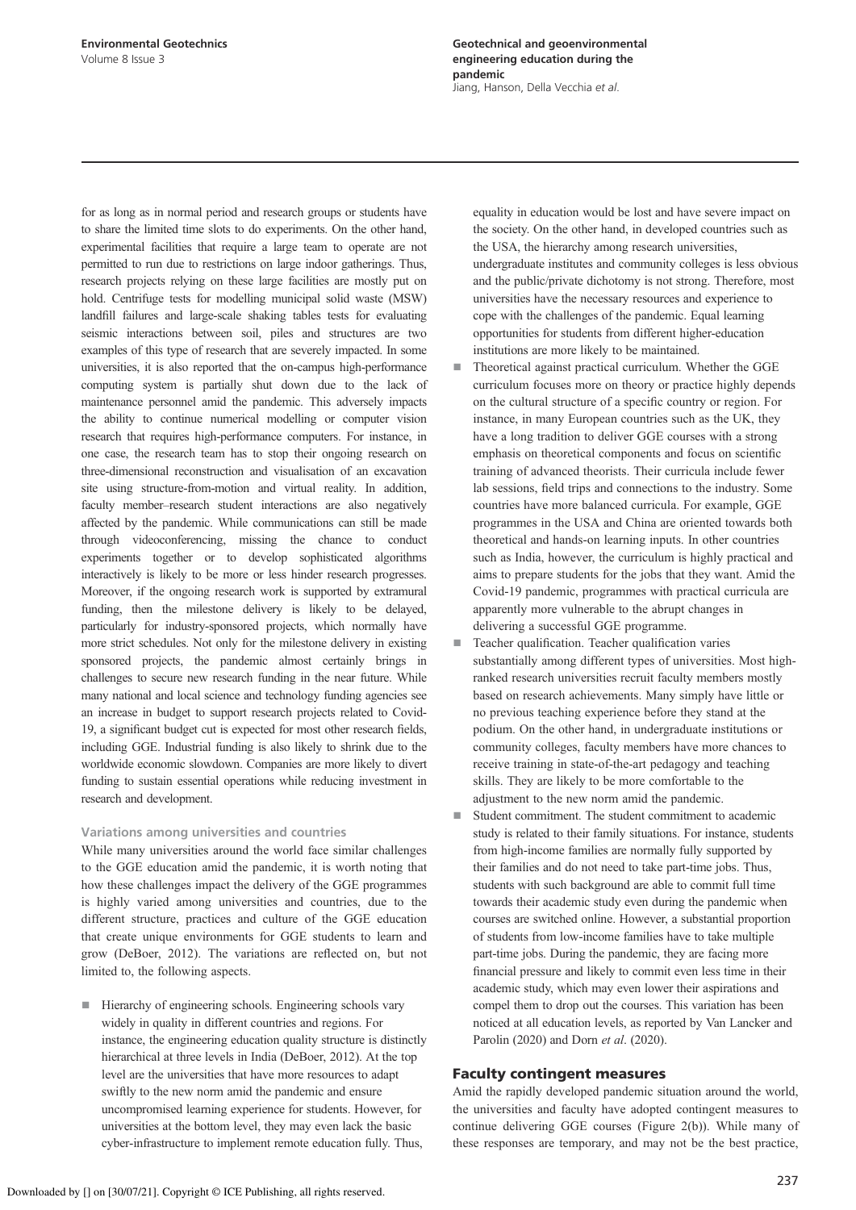for as long as in normal period and research groups or students have to share the limited time slots to do experiments. On the other hand, experimental facilities that require a large team to operate are not permitted to run due to restrictions on large indoor gatherings. Thus, research projects relying on these large facilities are mostly put on hold. Centrifuge tests for modelling municipal solid waste (MSW) landfill failures and large-scale shaking tables tests for evaluating seismic interactions between soil, piles and structures are two examples of this type of research that are severely impacted. In some universities, it is also reported that the on-campus high-performance computing system is partially shut down due to the lack of maintenance personnel amid the pandemic. This adversely impacts the ability to continue numerical modelling or computer vision research that requires high-performance computers. For instance, in one case, the research team has to stop their ongoing research on three-dimensional reconstruction and visualisation of an excavation site using structure-from-motion and virtual reality. In addition, faculty member–research student interactions are also negatively affected by the pandemic. While communications can still be made through videoconferencing, missing the chance to conduct experiments together or to develop sophisticated algorithms interactively is likely to be more or less hinder research progresses. Moreover, if the ongoing research work is supported by extramural funding, then the milestone delivery is likely to be delayed, particularly for industry-sponsored projects, which normally have more strict schedules. Not only for the milestone delivery in existing sponsored projects, the pandemic almost certainly brings in challenges to secure new research funding in the near future. While many national and local science and technology funding agencies see an increase in budget to support research projects related to Covid-19, a significant budget cut is expected for most other research fields, including GGE. Industrial funding is also likely to shrink due to the worldwide economic slowdown. Companies are more likely to divert funding to sustain essential operations while reducing investment in research and development.

### Variations among universities and countries

While many universities around the world face similar challenges to the GGE education amid the pandemic, it is worth noting that how these challenges impact the delivery of the GGE programmes is highly varied among universities and countries, due to the different structure, practices and culture of the GGE education that create unique environments for GGE students to learn and grow (DeBoer, 2012). The variations are reflected on, but not limited to, the following aspects.

- Hierarchy of engineering schools. Engineering schools vary widely in quality in different countries and regions. For instance, the engineering education quality structure is distinctly hierarchical at three levels in India (DeBoer, 2012). At the top level are the universities that have more resources to adapt swiftly to the new norm amid the pandemic and ensure uncompromised learning experience for students. However, for universities at the bottom level, they may even lack the basic cyber-infrastructure to implement remote education fully. Thus, equality in education would be lost and have severe impact on the society. On the other hand, in developed countries such as the USA, the hierarchy among research universities, undergraduate institutes and community colleges is less obvious and the public/private dichotomy is not strong. Therefore, most universities have the necessary resources and experience to cope with the challenges of the pandemic. Equal learning opportunities for students from different higher-education institutions are more likely to be maintained.
- Theoretical against practical curriculum. Whether the GGE curriculum focuses more on theory or practice highly depends on the cultural structure of a specific country or region. For instance, in many European countries such as the UK, they have a long tradition to deliver GGE courses with a strong emphasis on theoretical components and focus on scientific training of advanced theorists. Their curricula include fewer lab sessions, field trips and connections to the industry. Some countries have more balanced curricula. For example, GGE programmes in the USA and China are oriented towards both theoretical and hands-on learning inputs. In other countries such as India, however, the curriculum is highly practical and aims to prepare students for the jobs that they want. Amid the Covid-19 pandemic, programmes with practical curricula are apparently more vulnerable to the abrupt changes in delivering a successful GGE programme.
- Teacher qualification. Teacher qualification varies substantially among different types of universities. Most high-ranked research universities recruit faculty members mostly based on research achievements. Many simply have little or no previous teaching experience before they stand at the podium. On the other hand, in undergraduate institutions or community colleges, faculty members have more chances to receive training in state-of-the-art pedagogy and teaching skills. They are likely to be more comfortable to the adjustment to the new norm amid the pandemic.
- Student commitment. The student commitment to academic study is related to their family situations. For instance, students from high-income families are normally fully supported by their families and do not need to take part-time jobs. Thus, students with such background are able to commit full time towards their academic study even during the pandemic when courses are switched online. However, a substantial proportion of students from low-income families have to take multiple part-time jobs. During the pandemic, they are facing more financial pressure and likely to commit even less time in their academic study, which may even lower their aspirations and compel them to drop out the courses. This variation has been noticed at all education levels, as reported by Van Lancker and Parolin (2020) and Dorn *et al*. (2020).

## Faculty contingent measures

Amid the rapidly developed pandemic situation around the world, the universities and faculty have adopted contingent measures to continue delivering GGE courses (Figure 2(b)). While many of these responses are temporary, and may not be the best practice,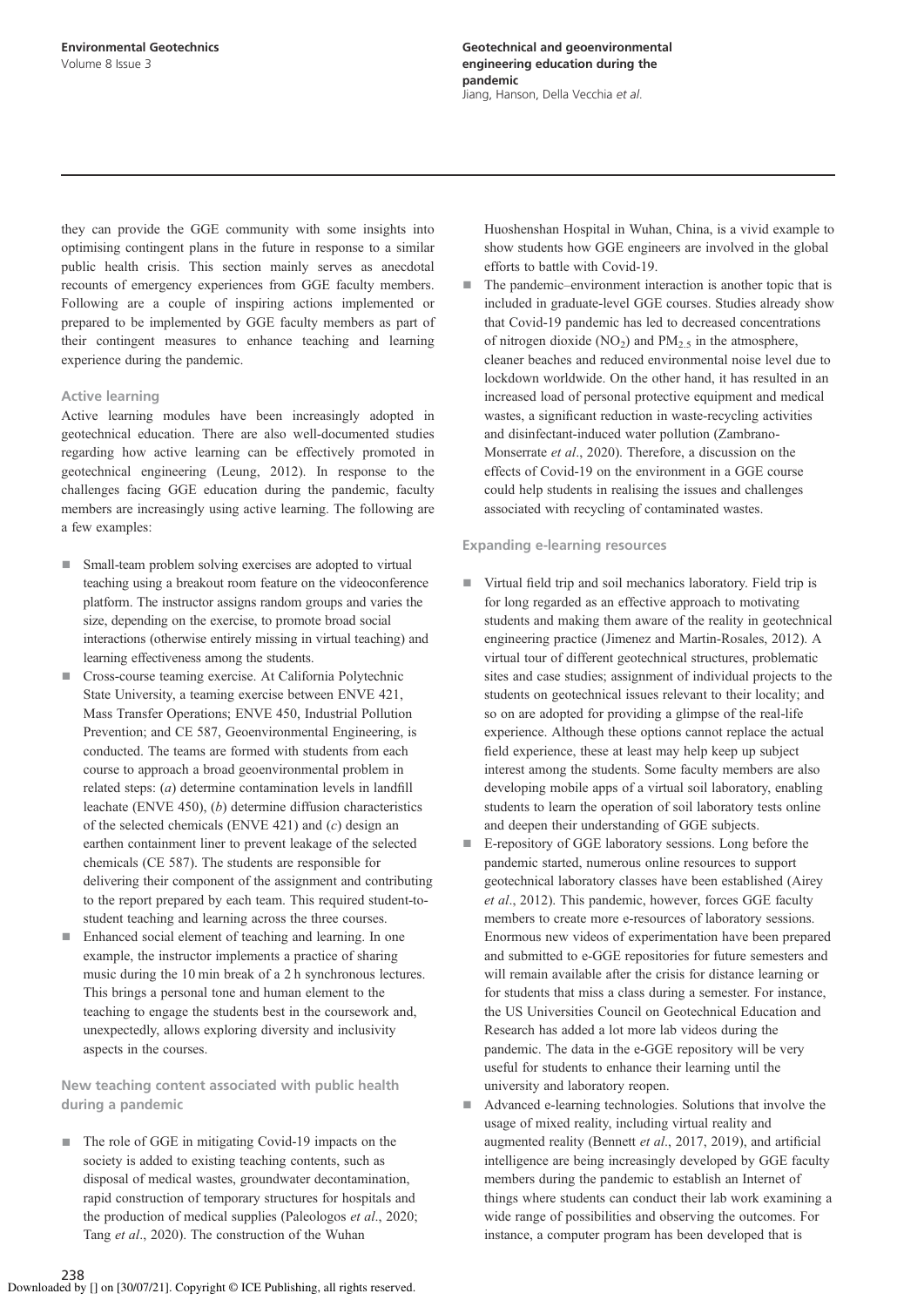they can provide the GGE community with some insights into optimising contingent plans in the future in response to a similar public health crisis. This section mainly serves as anecdotal recounts of emergency experiences from GGE faculty members. Following are a couple of inspiring actions implemented or prepared to be implemented by GGE faculty members as part of their contingent measures to enhance teaching and learning experience during the pandemic.

### Active learning

Active learning modules have been increasingly adopted in geotechnical education. There are also well-documented studies regarding how active learning can be effectively promoted in geotechnical engineering (Leung, 2012). In response to the challenges facing GGE education during the pandemic, faculty members are increasingly using active learning. The following are a few examples:

- Small-team problem solving exercises are adopted to virtual teaching using a breakout room feature on the videoconference platform. The instructor assigns random groups and varies the size, depending on the exercise, to promote broad social interactions (otherwise entirely missing in virtual teaching) and learning effectiveness among the students.
- Cross-course teaming exercise. At California Polytechnic State University, a teaming exercise between ENVE 421, Mass Transfer Operations; ENVE 450, Industrial Pollution Prevention; and CE 587, Geoenvironmental Engineering, is conducted. The teams are formed with students from each course to approach a broad geoenvironmental problem in related steps: (*a*) determine contamination levels in landfill leachate (ENVE 450), (*b*) determine diffusion characteristics of the selected chemicals (ENVE 421) and (*c*) design an earthen containment liner to prevent leakage of the selected chemicals (CE 587). The students are responsible for delivering their component of the assignment and contributing to the report prepared by each team. This required student-to-student teaching and learning across the three courses.
- Enhanced social element of teaching and learning. In one example, the instructor implements a practice of sharing music during the 10 min break of a 2 h synchronous lectures. This brings a personal tone and human element to the teaching to engage the students best in the coursework and, unexpectedly, allows exploring diversity and inclusivity aspects in the courses.

### New teaching content associated with public health during a pandemic

- The role of GGE in mitigating Covid-19 impacts on the society is added to existing teaching contents, such as disposal of medical wastes, groundwater decontamination, rapid construction of temporary structures for hospitals and the production of medical supplies (Paleologos *et al*., 2020; Tang *et al*., 2020). The construction of the Wuhan Huoshenshan Hospital in Wuhan, China, is a vivid example to show students how GGE engineers are involved in the global efforts to battle with Covid-19.
- The pandemic–environment interaction is another topic that is included in graduate-level GGE courses. Studies already show that Covid-19 pandemic has led to decreased concentrations of nitrogen dioxide ($NO_2$) and $PM_{2.5}$ in the atmosphere, cleaner beaches and reduced environmental noise level due to lockdown worldwide. On the other hand, it has resulted in an increased load of personal protective equipment and medical wastes, a significant reduction in waste-recycling activities and disinfectant-induced water pollution (Zambrano-Monserrate *et al*., 2020). Therefore, a discussion on the effects of Covid-19 on the environment in a GGE course could help students in realising the issues and challenges associated with recycling of contaminated wastes.

### Expanding e-learning resources

- Virtual field trip and soil mechanics laboratory. Field trip is for long regarded as an effective approach to motivating students and making them aware of the reality in geotechnical engineering practice (Jimenez and Martin-Rosales, 2012). A virtual tour of different geotechnical structures, problematic sites and case studies; assignment of individual projects to the students on geotechnical issues relevant to their locality; and so on are adopted for providing a glimpse of the real-life experience. Although these options cannot replace the actual field experience, these at least may help keep up subject interest among the students. Some faculty members are also developing mobile apps of a virtual soil laboratory, enabling students to learn the operation of soil laboratory tests online and deepen their understanding of GGE subjects.
- E-repository of GGE laboratory sessions. Long before the pandemic started, numerous online resources to support geotechnical laboratory classes have been established (Airey *et al*., 2012). This pandemic, however, forces GGE faculty members to create more e-resources of laboratory sessions. Enormous new videos of experimentation have been prepared and submitted to e-GGE repositories for future semesters and will remain available after the crisis for distance learning or for students that miss a class during a semester. For instance, the US Universities Council on Geotechnical Education and Research has added a lot more lab videos during the pandemic. The data in the e-GGE repository will be very useful for students to enhance their learning until the university and laboratory reopen.
- Advanced e-learning technologies. Solutions that involve the usage of mixed reality, including virtual reality and augmented reality (Bennett *et al*., 2017, 2019), and artificial intelligence are being increasingly developed by GGE faculty members during the pandemic to establish an Internet of things where students can conduct their lab work examining a wide range of possibilities and observing the outcomes. For instance, a computer program has been developed that is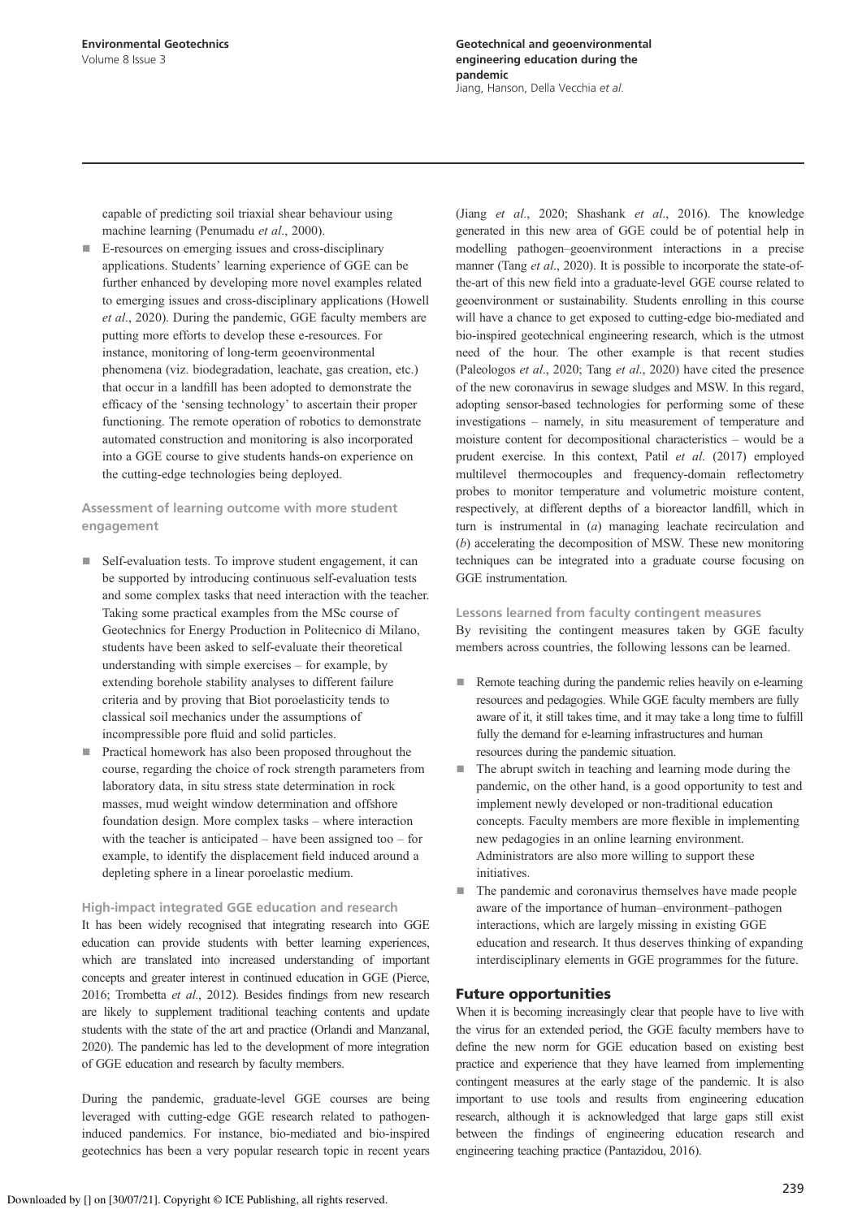capable of predicting soil triaxial shear behaviour using machine learning (Penumadu *et al*., 2000).

- E-resources on emerging issues and cross-disciplinary applications. Students' learning experience of GGE can be further enhanced by developing more novel examples related to emerging issues and cross-disciplinary applications (Howell *et al*., 2020). During the pandemic, GGE faculty members are putting more efforts to develop these e-resources. For instance, monitoring of long-term geoenvironmental phenomena (viz. biodegradation, leachate, gas creation, etc.) that occur in a landfill has been adopted to demonstrate the efficacy of the 'sensing technology' to ascertain their proper functioning. The remote operation of robotics to demonstrate automated construction and monitoring is also incorporated into a GGE course to give students hands-on experience on the cutting-edge technologies being deployed.

### Assessment of learning outcome with more student engagement

- Self-evaluation tests. To improve student engagement, it can be supported by introducing continuous self-evaluation tests and some complex tasks that need interaction with the teacher. Taking some practical examples from the MSc course of Geotechnics for Energy Production in Politecnico di Milano, students have been asked to self-evaluate their theoretical understanding with simple exercises – for example, by extending borehole stability analyses to different failure criteria and by proving that Biot poroelasticity tends to classical soil mechanics under the assumptions of incompressible pore fluid and solid particles.
- Practical homework has also been proposed throughout the course, regarding the choice of rock strength parameters from laboratory data, in situ stress state determination in rock masses, mud weight window determination and offshore foundation design. More complex tasks – where interaction with the teacher is anticipated – have been assigned too – for example, to identify the displacement field induced around a depleting sphere in a linear poroelastic medium.

### High-impact integrated GGE education and research

It has been widely recognised that integrating research into GGE education can provide students with better learning experiences, which are translated into increased understanding of important concepts and greater interest in continued education in GGE (Pierce, 2016; Trombetta *et al*., 2012). Besides findings from new research are likely to supplement traditional teaching contents and update students with the state of the art and practice (Orlandi and Manzanal, 2020). The pandemic has led to the development of more integration of GGE education and research by faculty members.

During the pandemic, graduate-level GGE courses are being leveraged with cutting-edge GGE research related to pathogen-induced pandemics. For instance, bio-mediated and bio-inspired geotechnics has been a very popular research topic in recent years (Jiang *et al*., 2020; Shashank *et al*., 2016). The knowledge generated in this new area of GGE could be of potential help in modelling pathogen–geoenvironment interactions in a precise manner (Tang *et al*., 2020). It is possible to incorporate the state-of-the-art of this new field into a graduate-level GGE course related to geoenvironment or sustainability. Students enrolling in this course will have a chance to get exposed to cutting-edge bio-mediated and bio-inspired geotechnical engineering research, which is the utmost need of the hour. The other example is that recent studies (Paleologos *et al*., 2020; Tang *et al*., 2020) have cited the presence of the new coronavirus in sewage sludges and MSW. In this regard, adopting sensor-based technologies for performing some of these investigations – namely, in situ measurement of temperature and moisture content for decompositional characteristics – would be a prudent exercise. In this context, Patil *et al*. (2017) employed multilevel thermocouples and frequency-domain reflectometry probes to monitor temperature and volumetric moisture content, respectively, at different depths of a bioreactor landfill, which in turn is instrumental in (*a*) managing leachate recirculation and (*b*) accelerating the decomposition of MSW. These new monitoring techniques can be integrated into a graduate course focusing on GGE instrumentation.

### Lessons learned from faculty contingent measures

By revisiting the contingent measures taken by GGE faculty members across countries, the following lessons can be learned.

- Remote teaching during the pandemic relies heavily on e-learning resources and pedagogies. While GGE faculty members are fully aware of it, it still takes time, and it may take a long time to fulfill fully the demand for e-learning infrastructures and human resources during the pandemic situation.
- The abrupt switch in teaching and learning mode during the pandemic, on the other hand, is a good opportunity to test and implement newly developed or non-traditional education concepts. Faculty members are more flexible in implementing new pedagogies in an online learning environment. Administrators are also more willing to support these initiatives.
- The pandemic and coronavirus themselves have made people aware of the importance of human–environment–pathogen interactions, which are largely missing in existing GGE education and research. It thus deserves thinking of expanding interdisciplinary elements in GGE programmes for the future.

## Future opportunities

When it is becoming increasingly clear that people have to live with the virus for an extended period, the GGE faculty members have to define the new norm for GGE education based on existing best practice and experience that they have learned from implementing contingent measures at the early stage of the pandemic. It is also important to use tools and results from engineering education research, although it is acknowledged that large gaps still exist between the findings of engineering education research and engineering teaching practice (Pantazidou, 2016).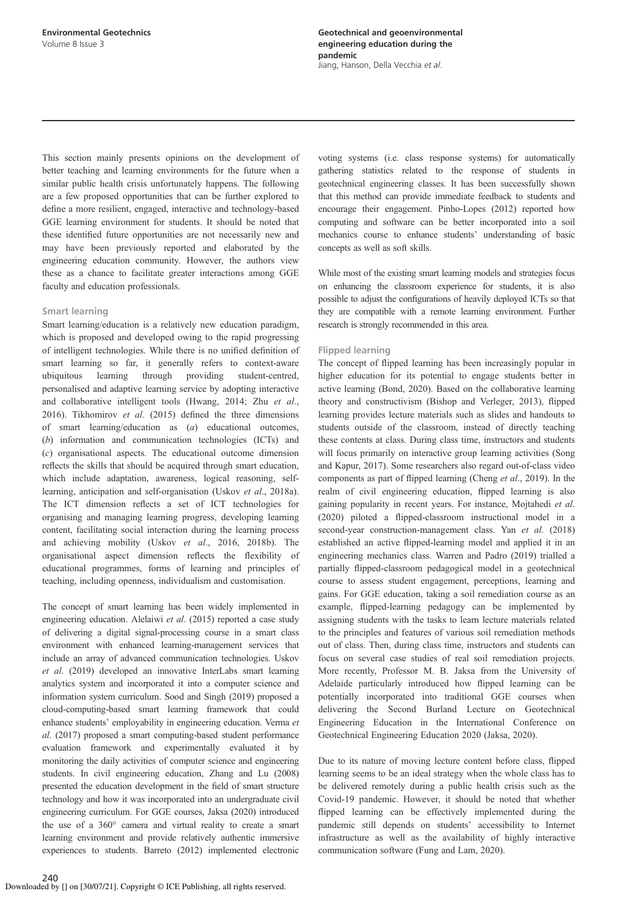This section mainly presents opinions on the development of better teaching and learning environments for the future when a similar public health crisis unfortunately happens. The following are a few proposed opportunities that can be further explored to define a more resilient, engaged, interactive and technology-based GGE learning environment for students. It should be noted that these identified future opportunities are not necessarily new and may have been previously reported and elaborated by the engineering education community. However, the authors view these as a chance to facilitate greater interactions among GGE faculty and education professionals.

### Smart learning

Smart learning/education is a relatively new education paradigm, which is proposed and developed owing to the rapid progressing of intelligent technologies. While there is no unified definition of smart learning so far, it generally refers to context-aware ubiquitous learning through providing student-centred, personalised and adaptive learning service by adopting interactive and collaborative intelligent tools (Hwang, 2014; Zhu *et al*., 2016). Tikhomirov *et al*. (2015) defined the three dimensions of smart learning/education as (*a*) educational outcomes, (*b*) information and communication technologies (ICTs) and (*c*) organisational aspects. The educational outcome dimension reflects the skills that should be acquired through smart education, which include adaptation, awareness, logical reasoning, self-learning, anticipation and self-organisation (Uskov *et al*., 2018a). The ICT dimension reflects a set of ICT technologies for organising and managing learning progress, developing learning content, facilitating social interaction during the learning process and achieving mobility (Uskov *et al*., 2016, 2018b). The organisational aspect dimension reflects the flexibility of educational programmes, forms of learning and principles of teaching, including openness, individualism and customisation.

The concept of smart learning has been widely implemented in engineering education. Alelaiwi *et al*. (2015) reported a case study of delivering a digital signal-processing course in a smart class environment with enhanced learning-management services that include an array of advanced communication technologies. Uskov *et al*. (2019) developed an innovative InterLabs smart learning analytics system and incorporated it into a computer science and information system curriculum. Sood and Singh (2019) proposed a cloud-computing-based smart learning framework that could enhance students' employability in engineering education. Verma *et al*. (2017) proposed a smart computing-based student performance evaluation framework and experimentally evaluated it by monitoring the daily activities of computer science and engineering students. In civil engineering education, Zhang and Lu (2008) presented the education development in the field of smart structure technology and how it was incorporated into an undergraduate civil engineering curriculum. For GGE courses, Jaksa (2020) introduced the use of a 360° camera and virtual reality to create a smart learning environment and provide relatively authentic immersive experiences to students. Barreto (2012) implemented electronic voting systems (i.e. class response systems) for automatically gathering statistics related to the response of students in geotechnical engineering classes. It has been successfully shown that this method can provide immediate feedback to students and encourage their engagement. Pinho-Lopes (2012) reported how computing and software can be better incorporated into a soil mechanics course to enhance students' understanding of basic concepts as well as soft skills.

While most of the existing smart learning models and strategies focus on enhancing the classroom experience for students, it is also possible to adjust the configurations of heavily deployed ICTs so that they are compatible with a remote learning environment. Further research is strongly recommended in this area.

### Flipped learning

The concept of flipped learning has been increasingly popular in higher education for its potential to engage students better in active learning (Bond, 2020). Based on the collaborative learning theory and constructivism (Bishop and Verleger, 2013), flipped learning provides lecture materials such as slides and handouts to students outside of the classroom, instead of directly teaching these contents at class. During class time, instructors and students will focus primarily on interactive group learning activities (Song and Kapur, 2017). Some researchers also regard out-of-class video components as part of flipped learning (Cheng *et al*., 2019). In the realm of civil engineering education, flipped learning is also gaining popularity in recent years. For instance, Mojtahedi *et al*. (2020) piloted a flipped-classroom instructional model in a second-year construction-management class. Yan *et al*. (2018) established an active flipped-learning model and applied it in an engineering mechanics class. Warren and Padro (2019) trialled a partially flipped-classroom pedagogical model in a geotechnical course to assess student engagement, perceptions, learning and gains. For GGE education, taking a soil remediation course as an example, flipped-learning pedagogy can be implemented by assigning students with the tasks to learn lecture materials related to the principles and features of various soil remediation methods out of class. Then, during class time, instructors and students can focus on several case studies of real soil remediation projects. More recently, Professor M. B. Jaksa from the University of Adelaide particularly introduced how flipped learning can be potentially incorporated into traditional GGE courses when delivering the Second Burland Lecture on Geotechnical Engineering Education in the International Conference on Geotechnical Engineering Education 2020 (Jaksa, 2020).

Due to its nature of moving lecture content before class, flipped learning seems to be an ideal strategy when the whole class has to be delivered remotely during a public health crisis such as the Covid-19 pandemic. However, it should be noted that whether flipped learning can be effectively implemented during the pandemic still depends on students' accessibility to Internet infrastructure as well as the availability of highly interactive communication software (Fung and Lam, 2020).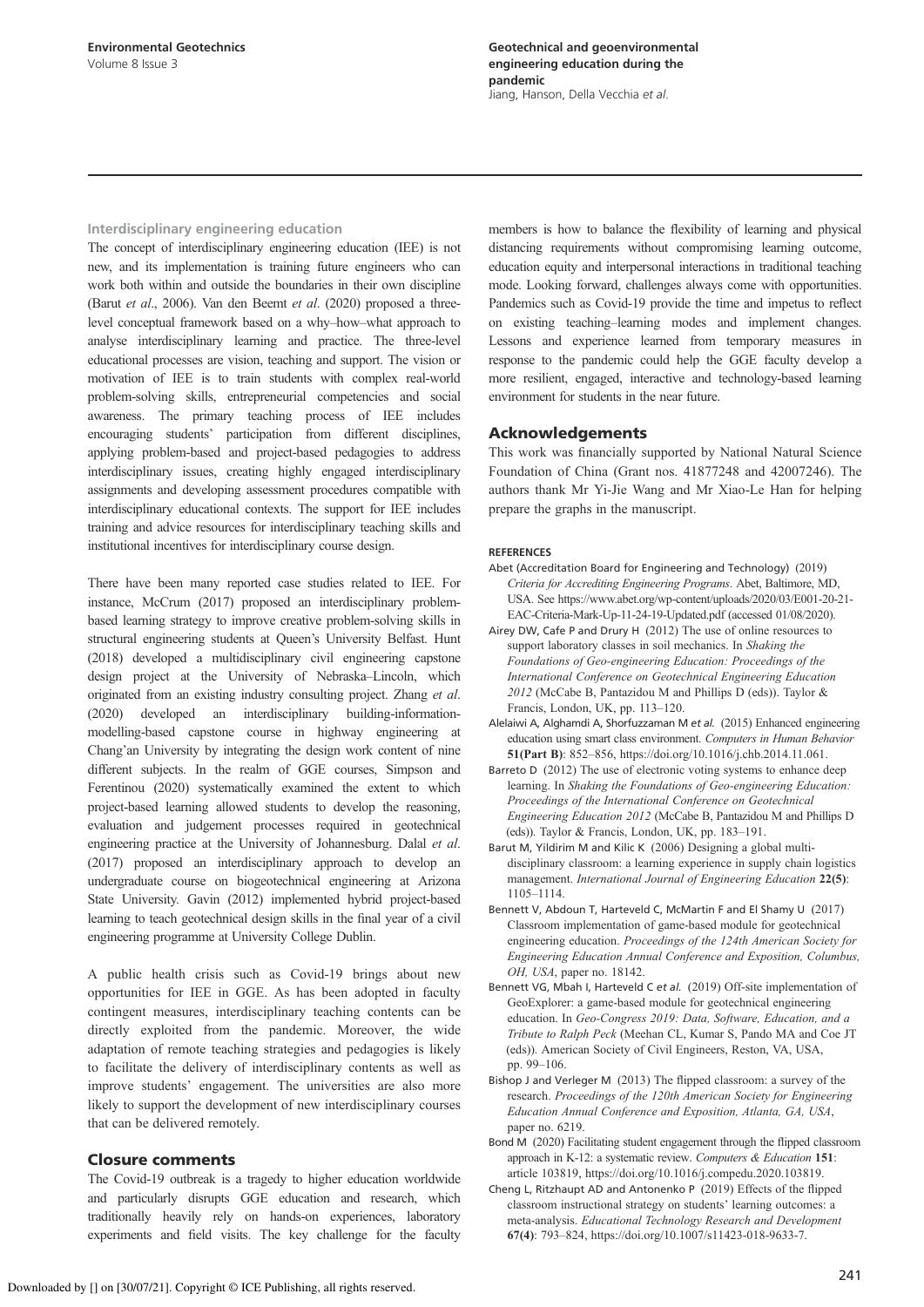### Interdisciplinary engineering education

The concept of interdisciplinary engineering education (IEE) is not new, and its implementation is training future engineers who can work both within and outside the boundaries in their own discipline (Barut *et al*., 2006). Van den Beemt *et al*. (2020) proposed a three-level conceptual framework based on a why–how–what approach to analyse interdisciplinary learning and practice. The three-level educational processes are vision, teaching and support. The vision or motivation of IEE is to train students with complex real-world problem-solving skills, entrepreneurial competencies and social awareness. The primary teaching process of IEE includes encouraging students' participation from different disciplines, applying problem-based and project-based pedagogies to address interdisciplinary issues, creating highly engaged interdisciplinary assignments and developing assessment procedures compatible with interdisciplinary educational contexts. The support for IEE includes training and advice resources for interdisciplinary teaching skills and institutional incentives for interdisciplinary course design.

There have been many reported case studies related to IEE. For instance, McCrum (2017) proposed an interdisciplinary problem-based learning strategy to improve creative problem-solving skills in structural engineering students at Queen's University Belfast. Hunt (2018) developed a multidisciplinary civil engineering capstone design project at the University of Nebraska–Lincoln, which originated from an existing industry consulting project. Zhang *et al*. (2020) developed an interdisciplinary building-information-modelling-based capstone course in highway engineering at Chang'an University by integrating the design work content of nine different subjects. In the realm of GGE courses, Simpson and Ferentinou (2020) systematically examined the extent to which project-based learning allowed students to develop the reasoning, evaluation and judgement processes required in geotechnical engineering practice at the University of Johannesburg. Dalal *et al*. (2017) proposed an interdisciplinary approach to develop an undergraduate course on biogeotechnical engineering at Arizona State University. Gavin (2012) implemented hybrid project-based learning to teach geotechnical design skills in the final year of a civil engineering programme at University College Dublin.

A public health crisis such as Covid-19 brings about new opportunities for IEE in GGE. As has been adopted in faculty contingent measures, interdisciplinary teaching contents can be directly exploited from the pandemic. Moreover, the wide adaptation of remote teaching strategies and pedagogies is likely to facilitate the delivery of interdisciplinary contents as well as improve students' engagement. The universities are also more likely to support the development of new interdisciplinary courses that can be delivered remotely.

## Closure comments

The Covid-19 outbreak is a tragedy to higher education worldwide and particularly disrupts GGE education and research, which traditionally heavily rely on hands-on experiences, laboratory experiments and field visits. The key challenge for the faculty members is how to balance the flexibility of learning and physical distancing requirements without compromising learning outcome, education equity and interpersonal interactions in traditional teaching mode. Looking forward, challenges always come with opportunities. Pandemics such as Covid-19 provide the time and impetus to reflect on existing teaching–learning modes and implement changes. Lessons and experience learned from temporary measures in response to the pandemic could help the GGE faculty develop a more resilient, engaged, interactive and technology-based learning environment for students in the near future.

## Acknowledgements

This work was financially supported by National Natural Science Foundation of China (Grant nos. 41877248 and 42007246). The authors thank Mr Yi-Jie Wang and Mr Xiao-Le Han for helping prepare the graphs in the manuscript.

### REFERENCES

Abet (Accreditation Board for Engineering and Technology) (2019) *Criteria for Accrediting Engineering Programs*. Abet, Baltimore, MD, USA. See https://www.abet.org/wp-content/uploads/2020/03/E001-20-21-EAC-Criteria-Mark-Up-11-24-19-Updated.pdf (accessed 01/08/2020).

Airey DW, Cafe P and Drury H (2012) The use of online resources to support laboratory classes in soil mechanics. In *Shaking the Foundations of Geo-engineering Education: Proceedings of the International Conference on Geotechnical Engineering Education 2012* (McCabe B, Pantazidou M and Phillips D (eds)). Taylor & Francis, London, UK, pp. 113–120.

Alelaiwi A, Alghamdi A, Shorfuzzaman M *et al.* (2015) Enhanced engineering education using smart class environment. *Computers in Human Behavior* **51(Part B)**: 852–856, https://doi.org/10.1016/j.chb.2014.11.061.

Barreto D (2012) The use of electronic voting systems to enhance deep learning. In *Shaking the Foundations of Geo-engineering Education: Proceedings of the International Conference on Geotechnical Engineering Education 2012* (McCabe B, Pantazidou M and Phillips D (eds)). Taylor & Francis, London, UK, pp. 183–191.

Barut M, Yildirim M and Kilic K (2006) Designing a global multi-disciplinary classroom: a learning experience in supply chain logistics management. *International Journal of Engineering Education* **22(5)**: 1105–1114.

Bennett V, Abdoun T, Harteveld C, McMartin F and El Shamy U (2017) Classroom implementation of game-based module for geotechnical engineering education. *Proceedings of the 124th American Society for Engineering Education Annual Conference and Exposition, Columbus, OH, USA*, paper no. 18142.

Bennett VG, Mbah I, Harteveld C *et al.* (2019) Off-site implementation of GeoExplorer: a game-based module for geotechnical engineering education. In *Geo-Congress 2019: Data, Software, Education, and a Tribute to Ralph Peck* (Meehan CL, Kumar S, Pando MA and Coe JT (eds)). American Society of Civil Engineers, Reston, VA, USA, pp. 99–106.

Bishop J and Verleger M (2013) The flipped classroom: a survey of the research. *Proceedings of the 120th American Society for Engineering Education Annual Conference and Exposition, Atlanta, GA, USA*, paper no. 6219.

Bond M (2020) Facilitating student engagement through the flipped classroom approach in K-12: a systematic review. *Computers & Education* **151**: article 103819, https://doi.org/10.1016/j.compedu.2020.103819.

Cheng L, Ritzhaupt AD and Antonenko P (2019) Effects of the flipped classroom instructional strategy on students' learning outcomes: a meta-analysis. *Educational Technology Research and Development* **67(4)**: 793–824, https://doi.org/10.1007/s11423-018-9633-7.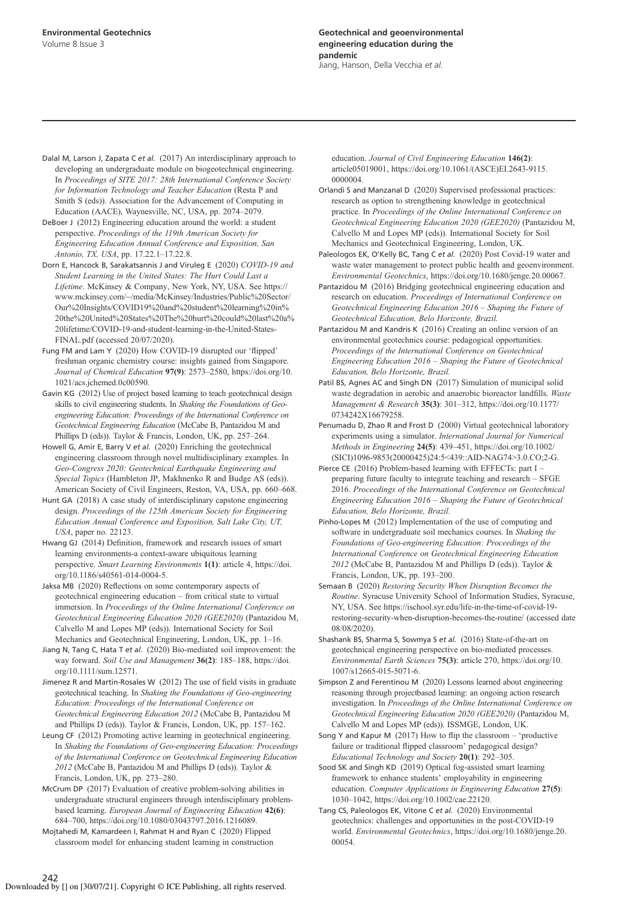Dalal M, Larson J, Zapata C *et al.* (2017) An interdisciplinary approach to developing an undergraduate module on biogeotechnical engineering. In *Proceedings of SITE 2017: 28th International Conference Society for Information Technology and Teacher Education* (Resta P and Smith S (eds)). Association for the Advancement of Computing in Education (AACE), Waynesville, NC, USA, pp. 2074–2079.

DeBoer J (2012) Engineering education around the world: a student perspective. *Proceedings of the 119th American Society for Engineering Education Annual Conference and Exposition, San Antonio, TX, USA*, pp. 17.22.1–17.22.8.

Dorn E, Hancock B, Sarakatsannis J and Viruleg E (2020) *COVID-19 and Student Learning in the United States: The Hurt Could Last a Lifetime*. McKinsey & Company, New York, NY, USA. See https://www.mckinsey.com/~/media/McKinsey/Industries/Public%20Sector/Our%20Insights/COVID19%20and%20student%20learning%20in%20the%20United%20States%20The%20hurt%20could%20last%20a%20lifetime/COVID-19-and-student-learning-in-the-United-States-FINAL.pdf (accessed 20/07/2020).

Fung FM and Lam Y (2020) How COVID-19 disrupted our 'flipped' freshman organic chemistry course: insights gained from Singapore. *Journal of Chemical Education* **97(9)**: 2573–2580, https://doi.org/10.1021/acs.jchemed.0c00590.

Gavin KG (2012) Use of project based learning to teach geotechnical design skills to civil engineering students. In *Shaking the Foundations of Geo-engineering Education: Proceedings of the International Conference on Geotechnical Engineering Education* (McCabe B, Pantazidou M and Phillips D (eds)). Taylor & Francis, London, UK, pp. 257–264.

Howell G, Amir E, Barry V *et al.* (2020) Enriching the geotechnical engineering classroom through novel multidisciplinary examples. In *Geo-Congress 2020: Geotechnical Earthquake Engineering and Special Topics* (Hambleton JP, Makhnenko R and Budge AS (eds)). American Society of Civil Engineers, Reston, VA, USA, pp. 660–668.

Hunt GA (2018) A case study of interdisciplinary capstone engineering design. *Proceedings of the 125th American Society for Engineering Education Annual Conference and Exposition, Salt Lake City, UT, USA*, paper no. 22123.

Hwang GJ (2014) Definition, framework and research issues of smart learning environments-a context-aware ubiquitous learning perspective. *Smart Learning Environments* **1(1)**: article 4, https://doi.org/10.1186/s40561-014-0004-5.

Jaksa MB (2020) Reflections on some contemporary aspects of geotechnical engineering education – from critical state to virtual immersion. In *Proceedings of the Online International Conference on Geotechnical Engineering Education 2020 (GEE2020)* (Pantazidou M, Calvello M and Lopes MP (eds)). International Society for Soil Mechanics and Geotechnical Engineering, London, UK, pp. 1–16.

Jiang N, Tang C, Hata T *et al.* (2020) Bio-mediated soil improvement: the way forward. *Soil Use and Management* **36(2)**: 185–188, https://doi.org/10.1111/sum.12571.

Jimenez R and Martin-Rosales W (2012) The use of field visits in graduate geotechnical teaching. In *Shaking the Foundations of Geo-engineering Education: Proceedings of the International Conference on Geotechnical Engineering Education 2012* (McCabe B, Pantazidou M and Phillips D (eds)). Taylor & Francis, London, UK, pp. 157–162.

Leung CF (2012) Promoting active learning in geotechnical engineering. In *Shaking the Foundations of Geo-engineering Education: Proceedings of the International Conference on Geotechnical Engineering Education 2012* (McCabe B, Pantazidou M and Phillips D (eds)). Taylor & Francis, London, UK, pp. 273–280.

McCrum DP (2017) Evaluation of creative problem-solving abilities in undergraduate structural engineers through interdisciplinary problem-based learning. *European Journal of Engineering Education* **42(6)**: 684–700, https://doi.org/10.1080/03043797.2016.1216089.

Mojtahedi M, Kamardeen I, Rahmat H and Ryan C (2020) Flipped classroom model for enhancing student learning in construction education. *Journal of Civil Engineering Education* **146(2)**: article05019001, https://doi.org/10.1061/(ASCE)EI.2643-9115.0000004.

Orlandi S and Manzanal D (2020) Supervised professional practices: research as option to strengthening knowledge in geotechnical practice. In *Proceedings of the Online International Conference on Geotechnical Engineering Education 2020 (GEE2020)* (Pantazidou M, Calvello M and Lopes MP (eds)). International Society for Soil Mechanics and Geotechnical Engineering, London, UK.

Paleologos EK, O'Kelly BC, Tang C *et al.* (2020) Post Covid-19 water and waste water management to protect public health and geoenvironment. *Environmental Geotechnics*, https://doi.org/10.1680/jenge.20.00067.

Pantazidou M (2016) Bridging geotechnical engineering education and research on education. *Proceedings of International Conference on Geotechnical Engineering Education 2016 – Shaping the Future of Geotechnical Education, Belo Horizonte, Brazil.*

Pantazidou M and Kandris K (2016) Creating an online version of an environmental geotechnics course: pedagogical opportunities. *Proceedings of the International Conference on Geotechnical Engineering Education 2016 – Shaping the Future of Geotechnical Education, Belo Horizonte, Brazil.*

Patil BS, Agnes AC and Singh DN (2017) Simulation of municipal solid waste degradation in aerobic and anaerobic bioreactor landfills. *Waste Management & Research* **35(3)**: 301–312, https://doi.org/10.1177/0734242X16679258.

Penumadu D, Zhao R and Frost D (2000) Virtual geotechnical laboratory experiments using a simulator. *International Journal for Numerical Methods in Engineering* **24(5)**: 439–451, https://doi.org/10.1002/(SICI)1096-9853(20000425)24:5<439::AID-NAG74>3.0.CO;2-G.

Pierce CE (2016) Problem-based learning with EFFECTs: part I – preparing future faculty to integrate teaching and research – SFGE 2016. *Proceedings of the International Conference on Geotechnical Engineering Education 2016 – Shaping the Future of Geotechnical Education, Belo Horizonte, Brazil.*

Pinho-Lopes M (2012) Implementation of the use of computing and software in undergraduate soil mechanics courses. In *Shaking the Foundations of Geo-engineering Education: Proceedings of the International Conference on Geotechnical Engineering Education 2012* (McCabe B, Pantazidou M and Phillips D (eds)). Taylor & Francis, London, UK, pp. 193–200.

Semaan B (2020) *Restoring Security When Disruption Becomes the Routine*. Syracuse University School of Information Studies, Syracuse, NY, USA. See https://ischool.syr.edu/life-in-the-time-of-covid-19-restoring-security-when-disruption-becomes-the-routine/ (accessed date 08/08/2020).

Shashank BS, Sharma S, Sowmya S *et al.* (2016) State-of-the-art on geotechnical engineering perspective on bio-mediated processes. *Environmental Earth Sciences* **75(3)**: article 270, https://doi.org/10.1007/s12665-015-5071-6.

Simpson Z and Ferentinou M (2020) Lessons learned about engineering reasoning through projectbased learning: an ongoing action research investigation. In *Proceedings of the Online International Conference on Geotechnical Engineering Education 2020 (GEE2020)* (Pantazidou M, Calvello M and Lopes MP (eds)). ISSMGE, London, UK.

Song Y and Kapur M (2017) How to flip the classroom – 'productive failure or traditional flipped classroom' pedagogical design? *Educational Technology and Society* **20(1)**: 292–305.

Sood SK and Singh KD (2019) Optical fog-assisted smart learning framework to enhance students' employability in engineering education. *Computer Applications in Engineering Education* **27(5)**: 1030–1042, https://doi.org/10.1002/cae.22120.

Tang CS, Paleologos EK, Vitone C *et al.* (2020) Environmental geotechnics: challenges and opportunities in the post-COVID-19 world. *Environmental Geotechnics*, https://doi.org/10.1680/jenge.20.00054.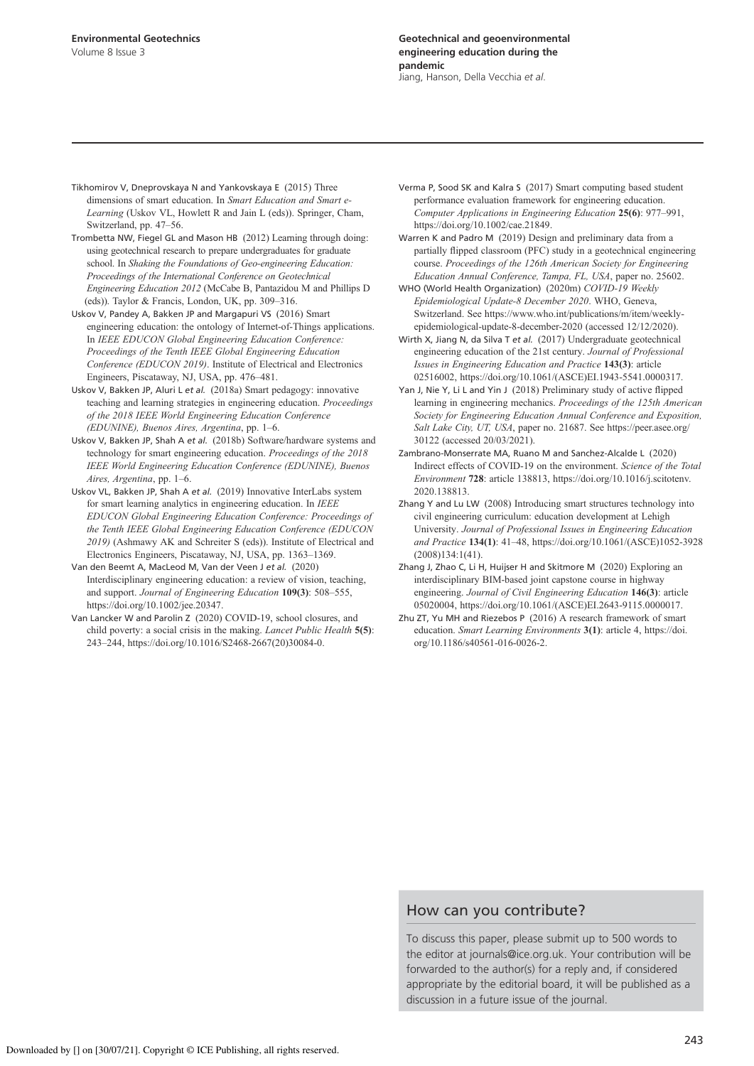Tikhomirov V, Dneprovskaya N and Yankovskaya E (2015) Three dimensions of smart education. In *Smart Education and Smart e-Learning* (Uskov VL, Howlett R and Jain L (eds)). Springer, Cham, Switzerland, pp. 47–56.

Trombetta NW, Fiegel GL and Mason HB (2012) Learning through doing: using geotechnical research to prepare undergraduates for graduate school. In *Shaking the Foundations of Geo-engineering Education: Proceedings of the International Conference on Geotechnical Engineering Education 2012* (McCabe B, Pantazidou M and Phillips D (eds)). Taylor & Francis, London, UK, pp. 309–316.

Uskov V, Pandey A, Bakken JP and Margapuri VS (2016) Smart engineering education: the ontology of Internet-of-Things applications. In *IEEE EDUCON Global Engineering Education Conference: Proceedings of the Tenth IEEE Global Engineering Education Conference (EDUCON 2019)*. Institute of Electrical and Electronics Engineers, Piscataway, NJ, USA, pp. 476–481.

Uskov V, Bakken JP, Aluri L *et al.* (2018a) Smart pedagogy: innovative teaching and learning strategies in engineering education. *Proceedings of the 2018 IEEE World Engineering Education Conference (EDUNINE), Buenos Aires, Argentina*, pp. 1–6.

Uskov V, Bakken JP, Shah A *et al.* (2018b) Software/hardware systems and technology for smart engineering education. *Proceedings of the 2018 IEEE World Engineering Education Conference (EDUNINE), Buenos Aires, Argentina*, pp. 1–6.

Uskov VL, Bakken JP, Shah A *et al.* (2019) Innovative InterLabs system for smart learning analytics in engineering education. In *IEEE EDUCON Global Engineering Education Conference: Proceedings of the Tenth IEEE Global Engineering Education Conference (EDUCON 2019)* (Ashmawy AK and Schreiter S (eds)). Institute of Electrical and Electronics Engineers, Piscataway, NJ, USA, pp. 1363–1369.

Van den Beemt A, MacLeod M, Van der Veen J *et al.* (2020) Interdisciplinary engineering education: a review of vision, teaching, and support. *Journal of Engineering Education* **109(3)**: 508–555, https://doi.org/10.1002/jee.20347.

Van Lancker W and Parolin Z (2020) COVID-19, school closures, and child poverty: a social crisis in the making. *Lancet Public Health* **5(5)**: 243–244, https://doi.org/10.1016/S2468-2667(20)30084-0.

Verma P, Sood SK and Kalra S (2017) Smart computing based student performance evaluation framework for engineering education. *Computer Applications in Engineering Education* **25(6)**: 977–991, https://doi.org/10.1002/cae.21849.

Warren K and Padro M (2019) Design and preliminary data from a partially flipped classroom (PFC) study in a geotechnical engineering course. *Proceedings of the 126th American Society for Engineering Education Annual Conference, Tampa, FL, USA*, paper no. 25602.

WHO (World Health Organization) (2020m) *COVID-19 Weekly Epidemiological Update-8 December 2020*. WHO, Geneva, Switzerland. See https://www.who.int/publications/m/item/weekly-epidemiological-update-8-december-2020 (accessed 12/12/2020).

Wirth X, Jiang N, da Silva T *et al.* (2017) Undergraduate geotechnical engineering education of the 21st century. *Journal of Professional Issues in Engineering Education and Practice* **143(3)**: article 02516002, https://doi.org/10.1061/(ASCE)EI.1943-5541.0000317.

Yan J, Nie Y, Li L and Yin J (2018) Preliminary study of active flipped learning in engineering mechanics. *Proceedings of the 125th American Society for Engineering Education Annual Conference and Exposition, Salt Lake City, UT, USA*, paper no. 21687. See https://peer.asee.org/30122 (accessed 20/03/2021).

Zambrano-Monserrate MA, Ruano M and Sanchez-Alcalde L (2020) Indirect effects of COVID-19 on the environment. *Science of the Total Environment* **728**: article 138813, https://doi.org/10.1016/j.scitotenv.2020.138813.

Zhang Y and Lu LW (2008) Introducing smart structures technology into civil engineering curriculum: education development at Lehigh University. *Journal of Professional Issues in Engineering Education and Practice* **134(1)**: 41–48, https://doi.org/10.1061/(ASCE)1052-3928(2008)134:1(41).

Zhang J, Zhao C, Li H, Huijser H and Skitmore M (2020) Exploring an interdisciplinary BIM-based joint capstone course in highway engineering. *Journal of Civil Engineering Education* **146(3)**: article 05020004, https://doi.org/10.1061/(ASCE)EI.2643-9115.0000017.

Zhu ZT, Yu MH and Riezebos P (2016) A research framework of smart education. *Smart Learning Environments* **3(1)**: article 4, https://doi.org/10.1186/s40561-016-0026-2.

## How can you contribute?

To discuss this paper, please submit up to 500 words to the editor at journals@ice.org.uk. Your contribution will be forwarded to the author(s) for a reply and, if considered appropriate by the editorial board, it will be published as a discussion in a future issue of the journal.